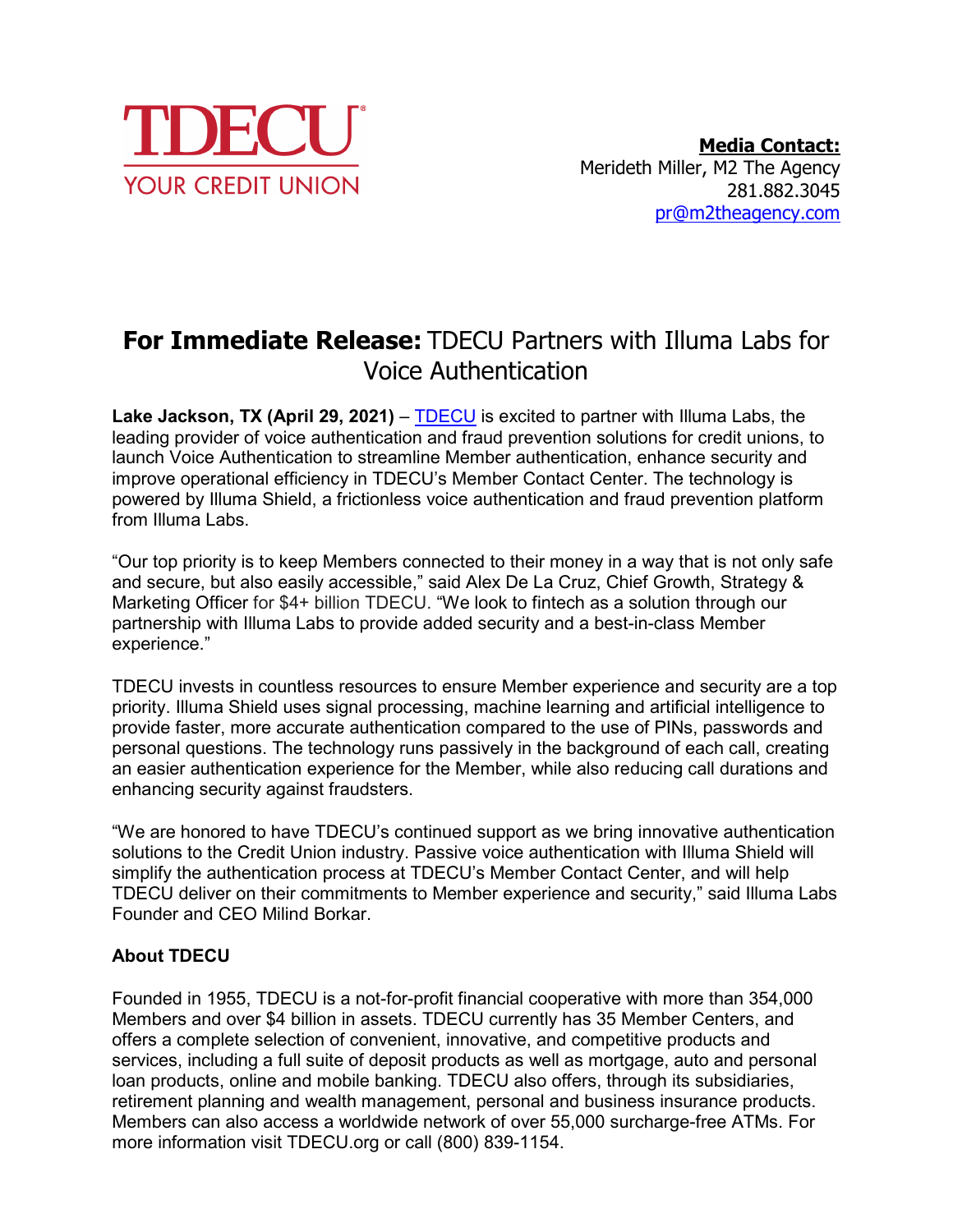TDECU
YOUR CREDIT UNION

**Media Contact:**
Merideth Miller, M2 The Agency
281.882.3045
pr@m2theagency.com

# **For Immediate Release:** TDECU Partners with Illuma Labs for Voice Authentication

**Lake Jackson, TX (April 29, 2021)** – TDECU is excited to partner with Illuma Labs, the leading provider of voice authentication and fraud prevention solutions for credit unions, to launch Voice Authentication to streamline Member authentication, enhance security and improve operational efficiency in TDECU's Member Contact Center. The technology is powered by Illuma Shield, a frictionless voice authentication and fraud prevention platform from Illuma Labs.

"Our top priority is to keep Members connected to their money in a way that is not only safe and secure, but also easily accessible," said Alex De La Cruz, Chief Growth, Strategy & Marketing Officer for $4+ billion TDECU. "We look to fintech as a solution through our partnership with Illuma Labs to provide added security and a best-in-class Member experience."

TDECU invests in countless resources to ensure Member experience and security are a top priority. Illuma Shield uses signal processing, machine learning and artificial intelligence to provide faster, more accurate authentication compared to the use of PINs, passwords and personal questions. The technology runs passively in the background of each call, creating an easier authentication experience for the Member, while also reducing call durations and enhancing security against fraudsters.

"We are honored to have TDECU's continued support as we bring innovative authentication solutions to the Credit Union industry. Passive voice authentication with Illuma Shield will simplify the authentication process at TDECU's Member Contact Center, and will help TDECU deliver on their commitments to Member experience and security," said Illuma Labs Founder and CEO Milind Borkar.

### **About TDECU**

Founded in 1955, TDECU is a not-for-profit financial cooperative with more than 354,000 Members and over $4 billion in assets. TDECU currently has 35 Member Centers, and offers a complete selection of convenient, innovative, and competitive products and services, including a full suite of deposit products as well as mortgage, auto and personal loan products, online and mobile banking. TDECU also offers, through its subsidiaries, retirement planning and wealth management, personal and business insurance products. Members can also access a worldwide network of over 55,000 surcharge-free ATMs. For more information visit TDECU.org or call (800) 839-1154.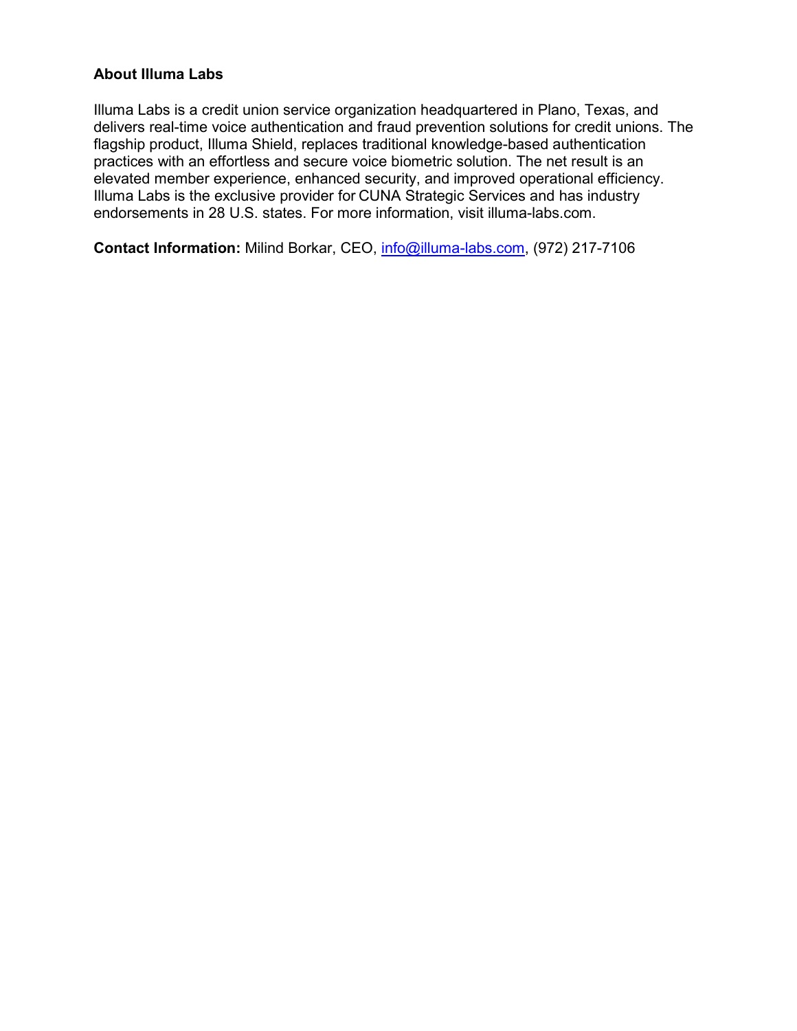**About Illuma Labs**

Illuma Labs is a credit union service organization headquartered in Plano, Texas, and delivers real-time voice authentication and fraud prevention solutions for credit unions. The flagship product, Illuma Shield, replaces traditional knowledge-based authentication practices with an effortless and secure voice biometric solution. The net result is an elevated member experience, enhanced security, and improved operational efficiency. Illuma Labs is the exclusive provider for CUNA Strategic Services and has industry endorsements in 28 U.S. states. For more information, visit illuma-labs.com.

**Contact Information:** Milind Borkar, CEO, [info@illuma-labs.com](mailto:info@illuma-labs.com), (972) 217-7106